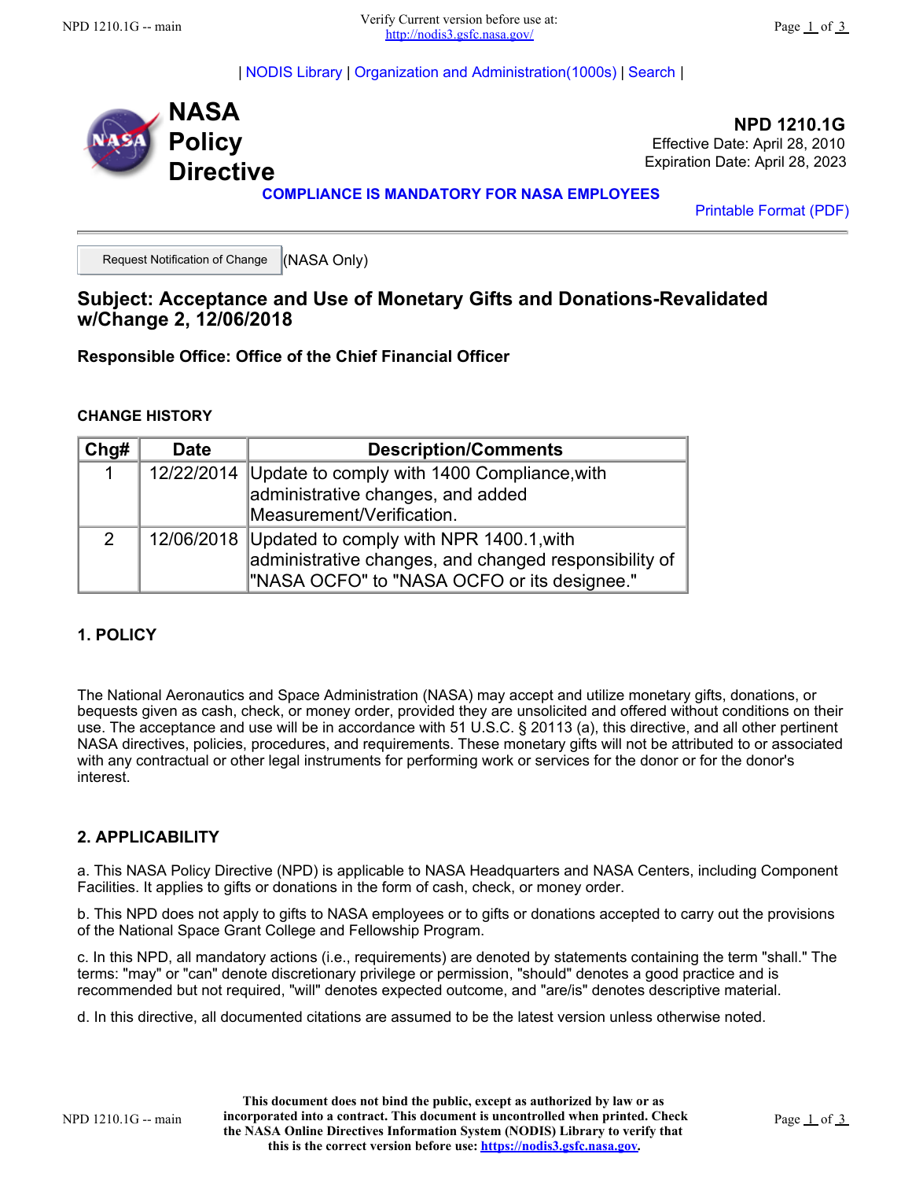| NODIS Library | Organization and Administration(1000s) | Search |

# NASA Policy Directive

**NPD 1210.1G**
Effective Date: April 28, 2010
Expiration Date: April 28, 2023

**COMPLIANCE IS MANDATORY FOR NASA EMPLOYEES**

Printable Format (PDF)

Request Notification of Change (NASA Only)

## Subject: Acceptance and Use of Monetary Gifts and Donations-Revalidated w/Change 2, 12/06/2018

**Responsible Office: Office of the Chief Financial Officer**

### CHANGE HISTORY

| Chg# | Date | Description/Comments |
|---|---|---|
| 1 | 12/22/2014 | Update to comply with 1400 Compliance,with administrative changes, and added Measurement/Verification. |
| 2 | 12/06/2018 | Updated to comply with NPR 1400.1,with administrative changes, and changed responsibility of "NASA OCFO" to "NASA OCFO or its designee." |

### 1. POLICY

The National Aeronautics and Space Administration (NASA) may accept and utilize monetary gifts, donations, or bequests given as cash, check, or money order, provided they are unsolicited and offered without conditions on their use. The acceptance and use will be in accordance with 51 U.S.C. § 20113 (a), this directive, and all other pertinent NASA directives, policies, procedures, and requirements. These monetary gifts will not be attributed to or associated with any contractual or other legal instruments for performing work or services for the donor or for the donor's interest.

### 2. APPLICABILITY

a. This NASA Policy Directive (NPD) is applicable to NASA Headquarters and NASA Centers, including Component Facilities. It applies to gifts or donations in the form of cash, check, or money order.

b. This NPD does not apply to gifts to NASA employees or to gifts or donations accepted to carry out the provisions of the National Space Grant College and Fellowship Program.

c. In this NPD, all mandatory actions (i.e., requirements) are denoted by statements containing the term "shall." The terms: "may" or "can" denote discretionary privilege or permission, "should" denotes a good practice and is recommended but not required, "will" denotes expected outcome, and "are/is" denotes descriptive material.

d. In this directive, all documented citations are assumed to be the latest version unless otherwise noted.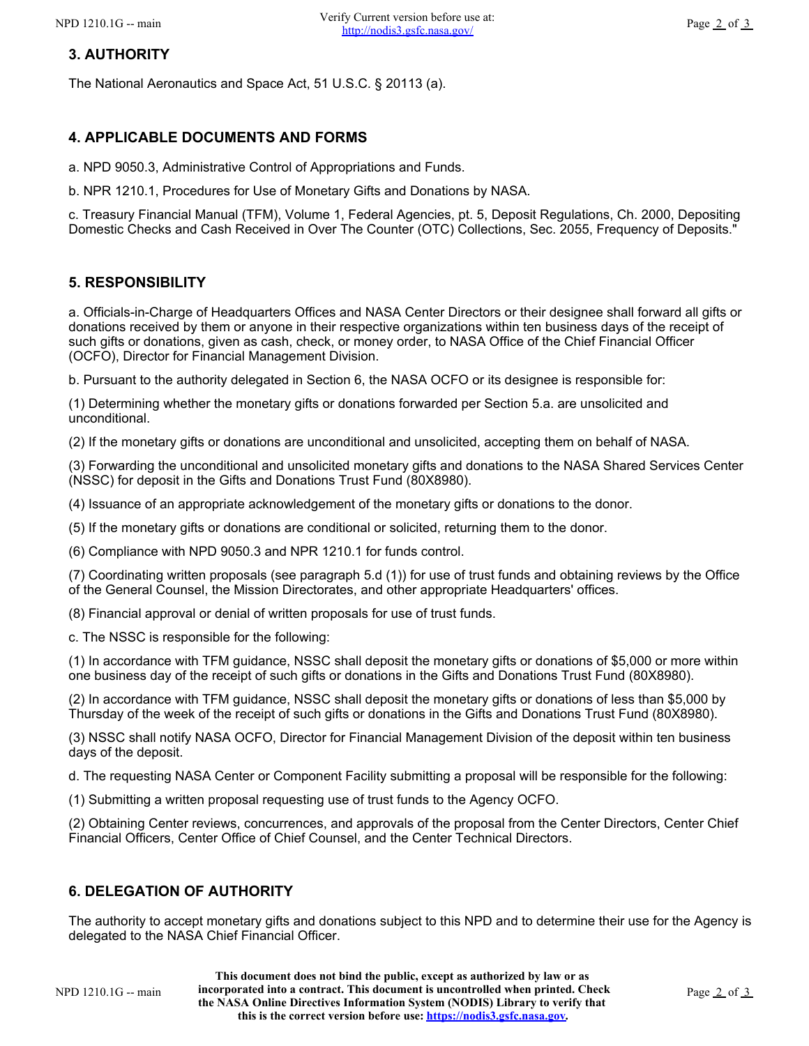## 3. AUTHORITY

The National Aeronautics and Space Act, 51 U.S.C. § 20113 (a).

## 4. APPLICABLE DOCUMENTS AND FORMS

a. NPD 9050.3, Administrative Control of Appropriations and Funds.

b. NPR 1210.1, Procedures for Use of Monetary Gifts and Donations by NASA.

c. Treasury Financial Manual (TFM), Volume 1, Federal Agencies, pt. 5, Deposit Regulations, Ch. 2000, Depositing Domestic Checks and Cash Received in Over The Counter (OTC) Collections, Sec. 2055, Frequency of Deposits."

## 5. RESPONSIBILITY

a. Officials-in-Charge of Headquarters Offices and NASA Center Directors or their designee shall forward all gifts or donations received by them or anyone in their respective organizations within ten business days of the receipt of such gifts or donations, given as cash, check, or money order, to NASA Office of the Chief Financial Officer (OCFO), Director for Financial Management Division.

b. Pursuant to the authority delegated in Section 6, the NASA OCFO or its designee is responsible for:

(1) Determining whether the monetary gifts or donations forwarded per Section 5.a. are unsolicited and unconditional.

(2) If the monetary gifts or donations are unconditional and unsolicited, accepting them on behalf of NASA.

(3) Forwarding the unconditional and unsolicited monetary gifts and donations to the NASA Shared Services Center (NSSC) for deposit in the Gifts and Donations Trust Fund (80X8980).

(4) Issuance of an appropriate acknowledgement of the monetary gifts or donations to the donor.

(5) If the monetary gifts or donations are conditional or solicited, returning them to the donor.

(6) Compliance with NPD 9050.3 and NPR 1210.1 for funds control.

(7) Coordinating written proposals (see paragraph 5.d (1)) for use of trust funds and obtaining reviews by the Office of the General Counsel, the Mission Directorates, and other appropriate Headquarters' offices.

(8) Financial approval or denial of written proposals for use of trust funds.

c. The NSSC is responsible for the following:

(1) In accordance with TFM guidance, NSSC shall deposit the monetary gifts or donations of $5,000 or more within one business day of the receipt of such gifts or donations in the Gifts and Donations Trust Fund (80X8980).

(2) In accordance with TFM guidance, NSSC shall deposit the monetary gifts or donations of less than $5,000 by Thursday of the week of the receipt of such gifts or donations in the Gifts and Donations Trust Fund (80X8980).

(3) NSSC shall notify NASA OCFO, Director for Financial Management Division of the deposit within ten business days of the deposit.

d. The requesting NASA Center or Component Facility submitting a proposal will be responsible for the following:

(1) Submitting a written proposal requesting use of trust funds to the Agency OCFO.

(2) Obtaining Center reviews, concurrences, and approvals of the proposal from the Center Directors, Center Chief Financial Officers, Center Office of Chief Counsel, and the Center Technical Directors.

## 6. DELEGATION OF AUTHORITY

The authority to accept monetary gifts and donations subject to this NPD and to determine their use for the Agency is delegated to the NASA Chief Financial Officer.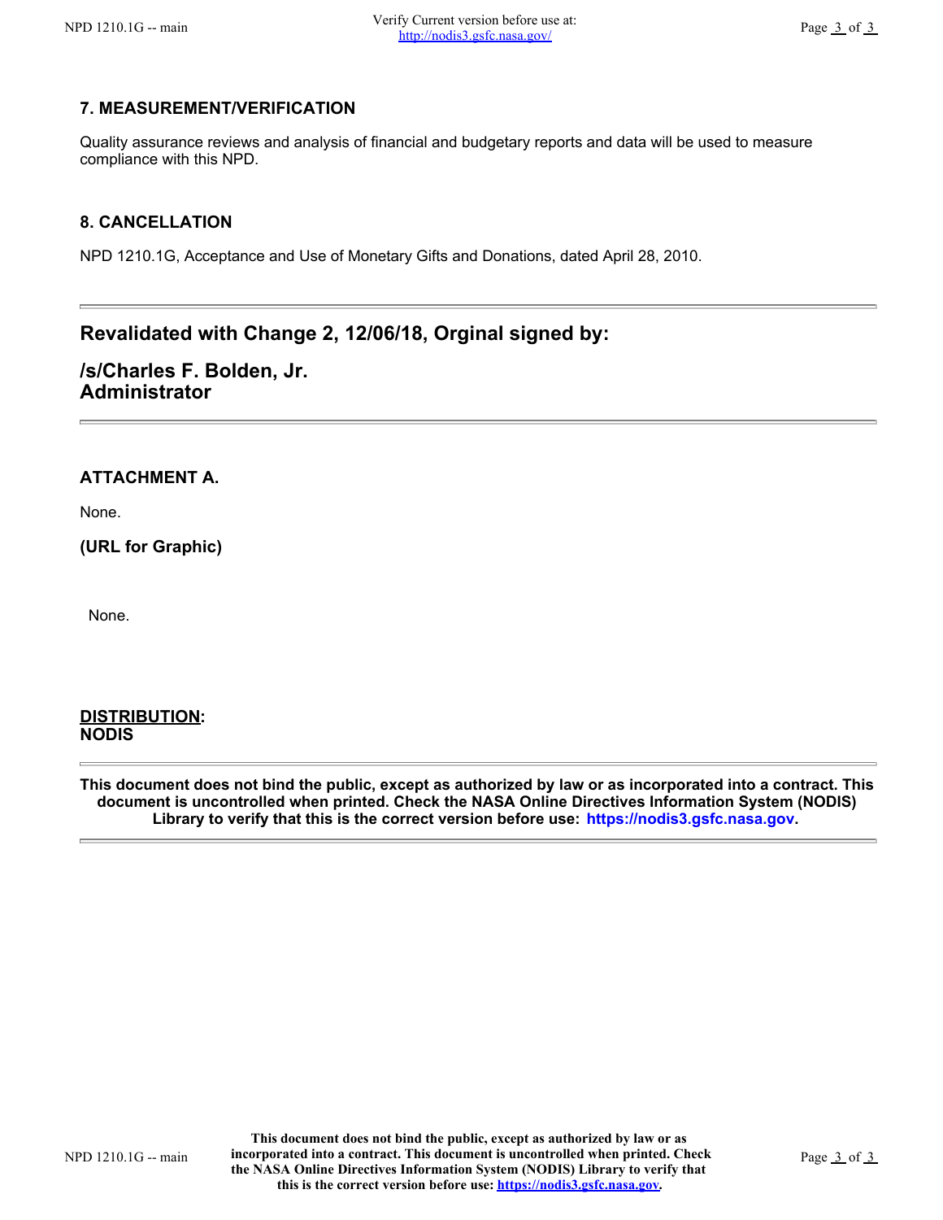## 7. MEASUREMENT/VERIFICATION

Quality assurance reviews and analysis of financial and budgetary reports and data will be used to measure compliance with this NPD.

## 8. CANCELLATION

NPD 1210.1G, Acceptance and Use of Monetary Gifts and Donations, dated April 28, 2010.

---

## Revalidated with Change 2, 12/06/18, Orginal signed by:

## /s/Charles F. Bolden, Jr.
## Administrator

---

### ATTACHMENT A.

None.

**(URL for Graphic)**

None.

**DISTRIBUTION:**
**NODIS**

---

**This document does not bind the public, except as authorized by law or as incorporated into a contract. This document is uncontrolled when printed. Check the NASA Online Directives Information System (NODIS) Library to verify that this is the correct version before use: https://nodis3.gsfc.nasa.gov.**

---